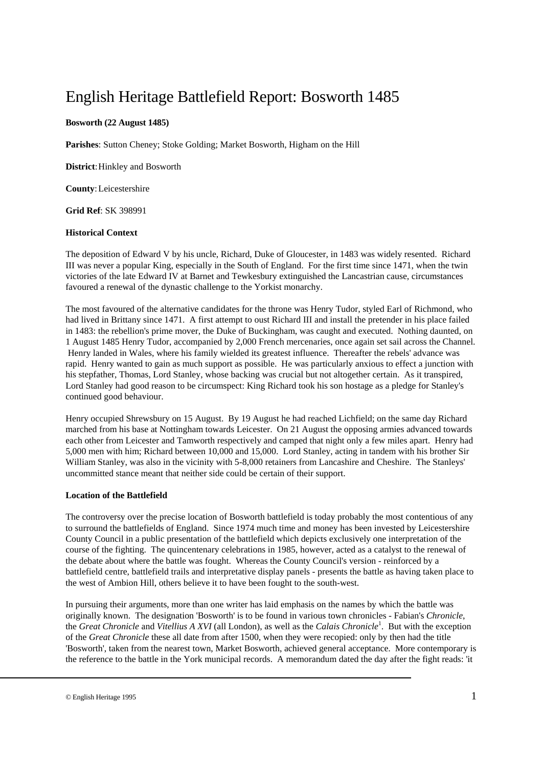# English Heritage Battlefield Report: Bosworth 1485

**Bosworth (22 August 1485)**

**Parishes**: Sutton Cheney; Stoke Golding; Market Bosworth, Higham on the Hill

**District**: Hinkley and Bosworth

**County**: Leicestershire

**Grid Ref**: SK 398991

**Historical Context**

The deposition of Edward V by his uncle, Richard, Duke of Gloucester, in 1483 was widely resented. Richard III was never a popular King, especially in the South of England. For the first time since 1471, when the twin victories of the late Edward IV at Barnet and Tewkesbury extinguished the Lancastrian cause, circumstances favoured a renewal of the dynastic challenge to the Yorkist monarchy.

The most favoured of the alternative candidates for the throne was Henry Tudor, styled Earl of Richmond, who had lived in Brittany since 1471. A first attempt to oust Richard III and install the pretender in his place failed in 1483: the rebellion's prime mover, the Duke of Buckingham, was caught and executed. Nothing daunted, on 1 August 1485 Henry Tudor, accompanied by 2,000 French mercenaries, once again set sail across the Channel. Henry landed in Wales, where his family wielded its greatest influence. Thereafter the rebels' advance was rapid. Henry wanted to gain as much support as possible. He was particularly anxious to effect a junction with his stepfather, Thomas, Lord Stanley, whose backing was crucial but not altogether certain. As it transpired, Lord Stanley had good reason to be circumspect: King Richard took his son hostage as a pledge for Stanley's continued good behaviour.

Henry occupied Shrewsbury on 15 August. By 19 August he had reached Lichfield; on the same day Richard marched from his base at Nottingham towards Leicester. On 21 August the opposing armies advanced towards each other from Leicester and Tamworth respectively and camped that night only a few miles apart. Henry had 5,000 men with him; Richard between 10,000 and 15,000. Lord Stanley, acting in tandem with his brother Sir William Stanley, was also in the vicinity with 5-8,000 retainers from Lancashire and Cheshire. The Stanleys' uncommitted stance meant that neither side could be certain of their support.

**Location of the Battlefield**

The controversy over the precise location of Bosworth battlefield is today probably the most contentious of any to surround the battlefields of England. Since 1974 much time and money has been invested by Leicestershire County Council in a public presentation of the battlefield which depicts exclusively one interpretation of the course of the fighting. The quincentenary celebrations in 1985, however, acted as a catalyst to the renewal of the debate about where the battle was fought. Whereas the County Council's version - reinforced by a battlefield centre, battlefield trails and interpretative display panels - presents the battle as having taken place to the west of Ambion Hill, others believe it to have been fought to the south-west.

In pursuing their arguments, more than one writer has laid emphasis on the names by which the battle was originally known. The designation 'Bosworth' is to be found in various town chronicles - Fabian's *Chronicle*, the *Great Chronicle* and *Vitellius A XVI* (all London), as well as the *Calais Chronicle*[1]. But with the exception of the *Great Chronicle* these all date from after 1500, when they were recopied: only by then had the title 'Bosworth', taken from the nearest town, Market Bosworth, achieved general acceptance. More contemporary is the reference to the battle in the York municipal records. A memorandum dated the day after the fight reads: 'it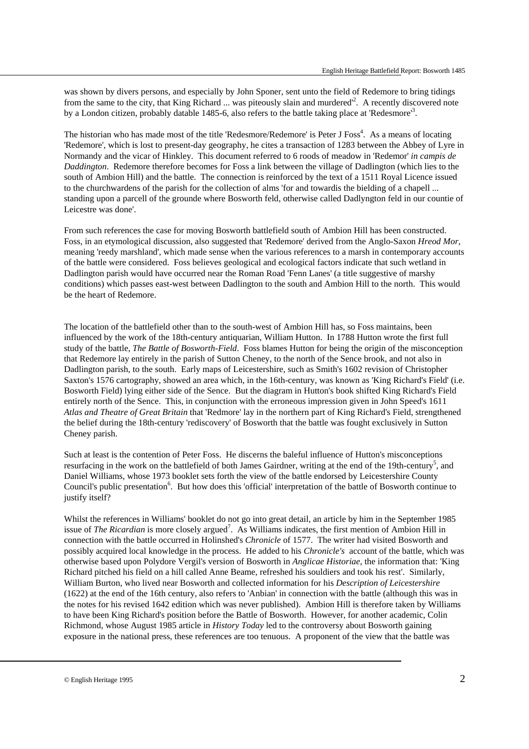was shown by divers persons, and especially by John Sponer, sent unto the field of Redemore to bring tidings from the same to the city, that King Richard ... was piteously slain and murdered'[2]. A recently discovered note by a London citizen, probably datable 1485-6, also refers to the battle taking place at 'Redesmore'[3].

The historian who has made most of the title 'Redesmore/Redemore' is Peter J Foss[4]. As a means of locating 'Redemore', which is lost to present-day geography, he cites a transaction of 1283 between the Abbey of Lyre in Normandy and the vicar of Hinkley. This document referred to 6 roods of meadow in 'Redemor' *in campis de Daddington*. Redemore therefore becomes for Foss a link between the village of Dadlington (which lies to the south of Ambion Hill) and the battle. The connection is reinforced by the text of a 1511 Royal Licence issued to the churchwardens of the parish for the collection of alms 'for and towardis the bielding of a chapell ... standing upon a parcell of the grounde where Bosworth feld, otherwise called Dadlyngton feld in our countie of Leicestre was done'.

From such references the case for moving Bosworth battlefield south of Ambion Hill has been constructed. Foss, in an etymological discussion, also suggested that 'Redemore' derived from the Anglo-Saxon *Hreod Mor*, meaning 'reedy marshland', which made sense when the various references to a marsh in contemporary accounts of the battle were considered. Foss believes geological and ecological factors indicate that such wetland in Dadlington parish would have occurred near the Roman Road 'Fenn Lanes' (a title suggestive of marshy conditions) which passes east-west between Dadlington to the south and Ambion Hill to the north. This would be the heart of Redemore.

The location of the battlefield other than to the south-west of Ambion Hill has, so Foss maintains, been influenced by the work of the 18th-century antiquarian, William Hutton. In 1788 Hutton wrote the first full study of the battle, *The Battle of Bosworth-Field*. Foss blames Hutton for being the origin of the misconception that Redemore lay entirely in the parish of Sutton Cheney, to the north of the Sence brook, and not also in Dadlington parish, to the south. Early maps of Leicestershire, such as Smith's 1602 revision of Christopher Saxton's 1576 cartography, showed an area which, in the 16th-century, was known as 'King Richard's Field' (i.e. Bosworth Field) lying either side of the Sence. But the diagram in Hutton's book shifted King Richard's Field entirely north of the Sence. This, in conjunction with the erroneous impression given in John Speed's 1611 *Atlas and Theatre of Great Britain* that 'Redmore' lay in the northern part of King Richard's Field, strengthened the belief during the 18th-century 'rediscovery' of Bosworth that the battle was fought exclusively in Sutton Cheney parish.

Such at least is the contention of Peter Foss. He discerns the baleful influence of Hutton's misconceptions resurfacing in the work on the battlefield of both James Gairdner, writing at the end of the 19th-century[5], and Daniel Williams, whose 1973 booklet sets forth the view of the battle endorsed by Leicestershire County Council's public presentation[6]. But how does this 'official' interpretation of the battle of Bosworth continue to justify itself?

Whilst the references in Williams' booklet do not go into great detail, an article by him in the September 1985 issue of *The Ricardian* is more closely argued[7]. As Williams indicates, the first mention of Ambion Hill in connection with the battle occurred in Holinshed's *Chronicle* of 1577. The writer had visited Bosworth and possibly acquired local knowledge in the process. He added to his *Chronicle's* account of the battle, which was otherwise based upon Polydore Vergil's version of Bosworth in *Anglicae Historiae*, the information that: 'King Richard pitched his field on a hill called Anne Beame, refreshed his soldiers and took his rest'. Similarly, William Burton, who lived near Bosworth and collected information for his *Description of Leicestershire* (1622) at the end of the 16th century, also refers to 'Anbian' in connection with the battle (although this was in the notes for his revised 1642 edition which was never published). Ambion Hill is therefore taken by Williams to have been King Richard's position before the Battle of Bosworth. However, for another academic, Colin Richmond, whose August 1985 article in *History Today* led to the controversy about Bosworth gaining exposure in the national press, these references are too tenuous. A proponent of the view that the battle was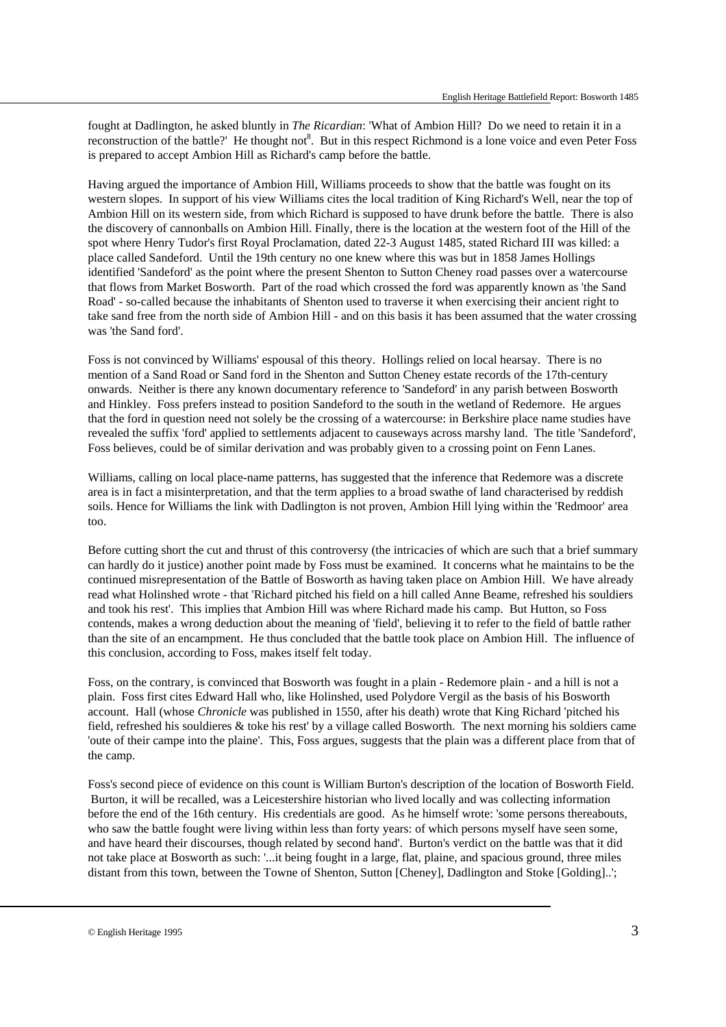fought at Dadlington, he asked bluntly in *The Ricardian*: 'What of Ambion Hill? Do we need to retain it in a reconstruction of the battle?' He thought not[8]. But in this respect Richmond is a lone voice and even Peter Foss is prepared to accept Ambion Hill as Richard's camp before the battle.

Having argued the importance of Ambion Hill, Williams proceeds to show that the battle was fought on its western slopes. In support of his view Williams cites the local tradition of King Richard's Well, near the top of Ambion Hill on its western side, from which Richard is supposed to have drunk before the battle. There is also the discovery of cannonballs on Ambion Hill. Finally, there is the location at the western foot of the Hill of the spot where Henry Tudor's first Royal Proclamation, dated 22-3 August 1485, stated Richard III was killed: a place called Sandeford. Until the 19th century no one knew where this was but in 1858 James Hollings identified 'Sandeford' as the point where the present Shenton to Sutton Cheney road passes over a watercourse that flows from Market Bosworth. Part of the road which crossed the ford was apparently known as 'the Sand Road' - so-called because the inhabitants of Shenton used to traverse it when exercising their ancient right to take sand free from the north side of Ambion Hill - and on this basis it has been assumed that the water crossing was 'the Sand ford'.

Foss is not convinced by Williams' espousal of this theory. Hollings relied on local hearsay. There is no mention of a Sand Road or Sand ford in the Shenton and Sutton Cheney estate records of the 17th-century onwards. Neither is there any known documentary reference to 'Sandeford' in any parish between Bosworth and Hinkley. Foss prefers instead to position Sandeford to the south in the wetland of Redemore. He argues that the ford in question need not solely be the crossing of a watercourse: in Berkshire place name studies have revealed the suffix 'ford' applied to settlements adjacent to causeways across marshy land. The title 'Sandeford', Foss believes, could be of similar derivation and was probably given to a crossing point on Fenn Lanes.

Williams, calling on local place-name patterns, has suggested that the inference that Redemore was a discrete area is in fact a misinterpretation, and that the term applies to a broad swathe of land characterised by reddish soils. Hence for Williams the link with Dadlington is not proven, Ambion Hill lying within the 'Redmoor' area too.

Before cutting short the cut and thrust of this controversy (the intricacies of which are such that a brief summary can hardly do it justice) another point made by Foss must be examined. It concerns what he maintains to be the continued misrepresentation of the Battle of Bosworth as having taken place on Ambion Hill. We have already read what Holinshed wrote - that 'Richard pitched his field on a hill called Anne Beame, refreshed his souldiers and took his rest'. This implies that Ambion Hill was where Richard made his camp. But Hutton, so Foss contends, makes a wrong deduction about the meaning of 'field', believing it to refer to the field of battle rather than the site of an encampment. He thus concluded that the battle took place on Ambion Hill. The influence of this conclusion, according to Foss, makes itself felt today.

Foss, on the contrary, is convinced that Bosworth was fought in a plain - Redemore plain - and a hill is not a plain. Foss first cites Edward Hall who, like Holinshed, used Polydore Vergil as the basis of his Bosworth account. Hall (whose *Chronicle* was published in 1550, after his death) wrote that King Richard 'pitched his field, refreshed his souldieres & toke his rest' by a village called Bosworth. The next morning his soldiers came 'oute of their campe into the plaine'. This, Foss argues, suggests that the plain was a different place from that of the camp.

Foss's second piece of evidence on this count is William Burton's description of the location of Bosworth Field. Burton, it will be recalled, was a Leicestershire historian who lived locally and was collecting information before the end of the 16th century. His credentials are good. As he himself wrote: 'some persons thereabouts, who saw the battle fought were living within less than forty years: of which persons myself have seen some, and have heard their discourses, though related by second hand'. Burton's verdict on the battle was that it did not take place at Bosworth as such: '...it being fought in a large, flat, plaine, and spacious ground, three miles distant from this town, between the Towne of Shenton, Sutton [Cheney], Dadlington and Stoke [Golding]..';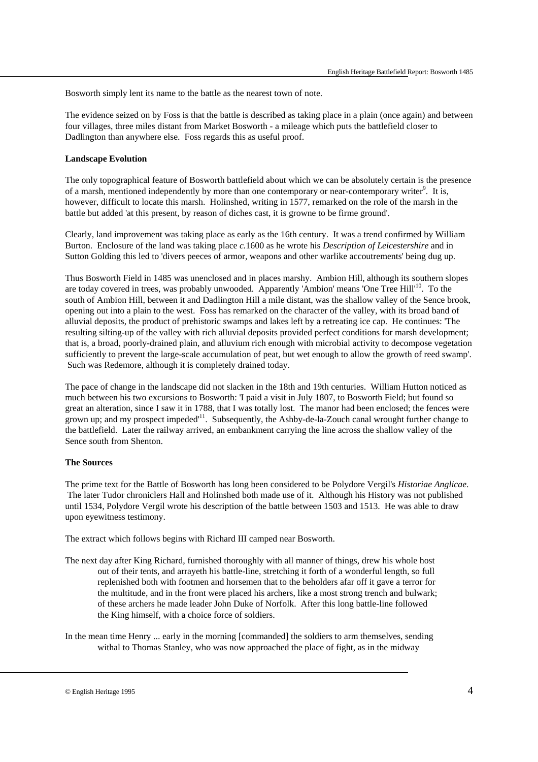Bosworth simply lent its name to the battle as the nearest town of note.

The evidence seized on by Foss is that the battle is described as taking place in a plain (once again) and between four villages, three miles distant from Market Bosworth - a mileage which puts the battlefield closer to Dadlington than anywhere else. Foss regards this as useful proof.

**Landscape Evolution**

The only topographical feature of Bosworth battlefield about which we can be absolutely certain is the presence of a marsh, mentioned independently by more than one contemporary or near-contemporary writer[9]. It is, however, difficult to locate this marsh. Holinshed, writing in 1577, remarked on the role of the marsh in the battle but added 'at this present, by reason of diches cast, it is growne to be firme ground'.

Clearly, land improvement was taking place as early as the 16th century. It was a trend confirmed by William Burton. Enclosure of the land was taking place *c.*1600 as he wrote his *Description of Leicestershire* and in Sutton Golding this led to 'divers peeces of armor, weapons and other warlike accoutrements' being dug up.

Thus Bosworth Field in 1485 was unenclosed and in places marshy. Ambion Hill, although its southern slopes are today covered in trees, was probably unwooded. Apparently 'Ambion' means 'One Tree Hill'[10]. To the south of Ambion Hill, between it and Dadlington Hill a mile distant, was the shallow valley of the Sence brook, opening out into a plain to the west. Foss has remarked on the character of the valley, with its broad band of alluvial deposits, the product of prehistoric swamps and lakes left by a retreating ice cap. He continues: 'The resulting silting-up of the valley with rich alluvial deposits provided perfect conditions for marsh development; that is, a broad, poorly-drained plain, and alluvium rich enough with microbial activity to decompose vegetation sufficiently to prevent the large-scale accumulation of peat, but wet enough to allow the growth of reed swamp'. Such was Redemore, although it is completely drained today.

The pace of change in the landscape did not slacken in the 18th and 19th centuries. William Hutton noticed as much between his two excursions to Bosworth: 'I paid a visit in July 1807, to Bosworth Field; but found so great an alteration, since I saw it in 1788, that I was totally lost. The manor had been enclosed; the fences were grown up; and my prospect impeded'[11]. Subsequently, the Ashby-de-la-Zouch canal wrought further change to the battlefield. Later the railway arrived, an embankment carrying the line across the shallow valley of the Sence south from Shenton.

**The Sources**

The prime text for the Battle of Bosworth has long been considered to be Polydore Vergil's *Historiae Anglicae*. The later Tudor chroniclers Hall and Holinshed both made use of it. Although his History was not published until 1534, Polydore Vergil wrote his description of the battle between 1503 and 1513. He was able to draw upon eyewitness testimony.

The extract which follows begins with Richard III camped near Bosworth.

> The next day after King Richard, furnished thoroughly with all manner of things, drew his whole host out of their tents, and arrayeth his battle-line, stretching it forth of a wonderful length, so full replenished both with footmen and horsemen that to the beholders afar off it gave a terror for the multitude, and in the front were placed his archers, like a most strong trench and bulwark; of these archers he made leader John Duke of Norfolk. After this long battle-line followed the King himself, with a choice force of soldiers.
>
> In the mean time Henry ... early in the morning [commanded] the soldiers to arm themselves, sending withal to Thomas Stanley, who was now approached the place of fight, as in the midway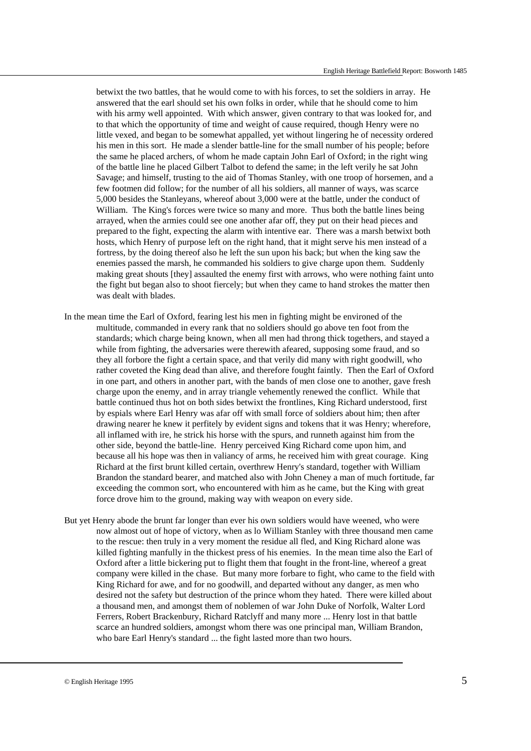betwixt the two battles, that he would come to with his forces, to set the soldiers in array. He answered that the earl should set his own folks in order, while that he should come to him with his army well appointed. With which answer, given contrary to that was looked for, and to that which the opportunity of time and weight of cause required, though Henry were no little vexed, and began to be somewhat appalled, yet without lingering he of necessity ordered his men in this sort. He made a slender battle-line for the small number of his people; before the same he placed archers, of whom he made captain John Earl of Oxford; in the right wing of the battle line he placed Gilbert Talbot to defend the same; in the left verily he sat John Savage; and himself, trusting to the aid of Thomas Stanley, with one troop of horsemen, and a few footmen did follow; for the number of all his soldiers, all manner of ways, was scarce 5,000 besides the Stanleyans, whereof about 3,000 were at the battle, under the conduct of William. The King's forces were twice so many and more. Thus both the battle lines being arrayed, when the armies could see one another afar off, they put on their head pieces and prepared to the fight, expecting the alarm with intentive ear. There was a marsh betwixt both hosts, which Henry of purpose left on the right hand, that it might serve his men instead of a fortress, by the doing thereof also he left the sun upon his back; but when the king saw the enemies passed the marsh, he commanded his soldiers to give charge upon them. Suddenly making great shouts [they] assaulted the enemy first with arrows, who were nothing faint unto the fight but began also to shoot fiercely; but when they came to hand strokes the matter then was dealt with blades.

In the mean time the Earl of Oxford, fearing lest his men in fighting might be environed of the multitude, commanded in every rank that no soldiers should go above ten foot from the standards; which charge being known, when all men had throng thick togethers, and stayed a while from fighting, the adversaries were therewith afeared, supposing some fraud, and so they all forbore the fight a certain space, and that verily did many with right goodwill, who rather coveted the King dead than alive, and therefore fought faintly. Then the Earl of Oxford in one part, and others in another part, with the bands of men close one to another, gave fresh charge upon the enemy, and in array triangle vehemently renewed the conflict. While that battle continued thus hot on both sides betwixt the frontlines, King Richard understood, first by espials where Earl Henry was afar off with small force of soldiers about him; then after drawing nearer he knew it perfitely by evident signs and tokens that it was Henry; wherefore, all inflamed with ire, he strick his horse with the spurs, and runneth against him from the other side, beyond the battle-line. Henry perceived King Richard come upon him, and because all his hope was then in valiancy of arms, he received him with great courage. King Richard at the first brunt killed certain, overthrew Henry's standard, together with William Brandon the standard bearer, and matched also with John Cheney a man of much fortitude, far exceeding the common sort, who encountered with him as he came, but the King with great force drove him to the ground, making way with weapon on every side.

But yet Henry abode the brunt far longer than ever his own soldiers would have weened, who were now almost out of hope of victory, when as lo William Stanley with three thousand men came to the rescue: then truly in a very moment the residue all fled, and King Richard alone was killed fighting manfully in the thickest press of his enemies. In the mean time also the Earl of Oxford after a little bickering put to flight them that fought in the front-line, whereof a great company were killed in the chase. But many more forbare to fight, who came to the field with King Richard for awe, and for no goodwill, and departed without any danger, as men who desired not the safety but destruction of the prince whom they hated. There were killed about a thousand men, and amongst them of noblemen of war John Duke of Norfolk, Walter Lord Ferrers, Robert Brackenbury, Richard Ratclyff and many more ... Henry lost in that battle scarce an hundred soldiers, amongst whom there was one principal man, William Brandon, who bare Earl Henry's standard ... the fight lasted more than two hours.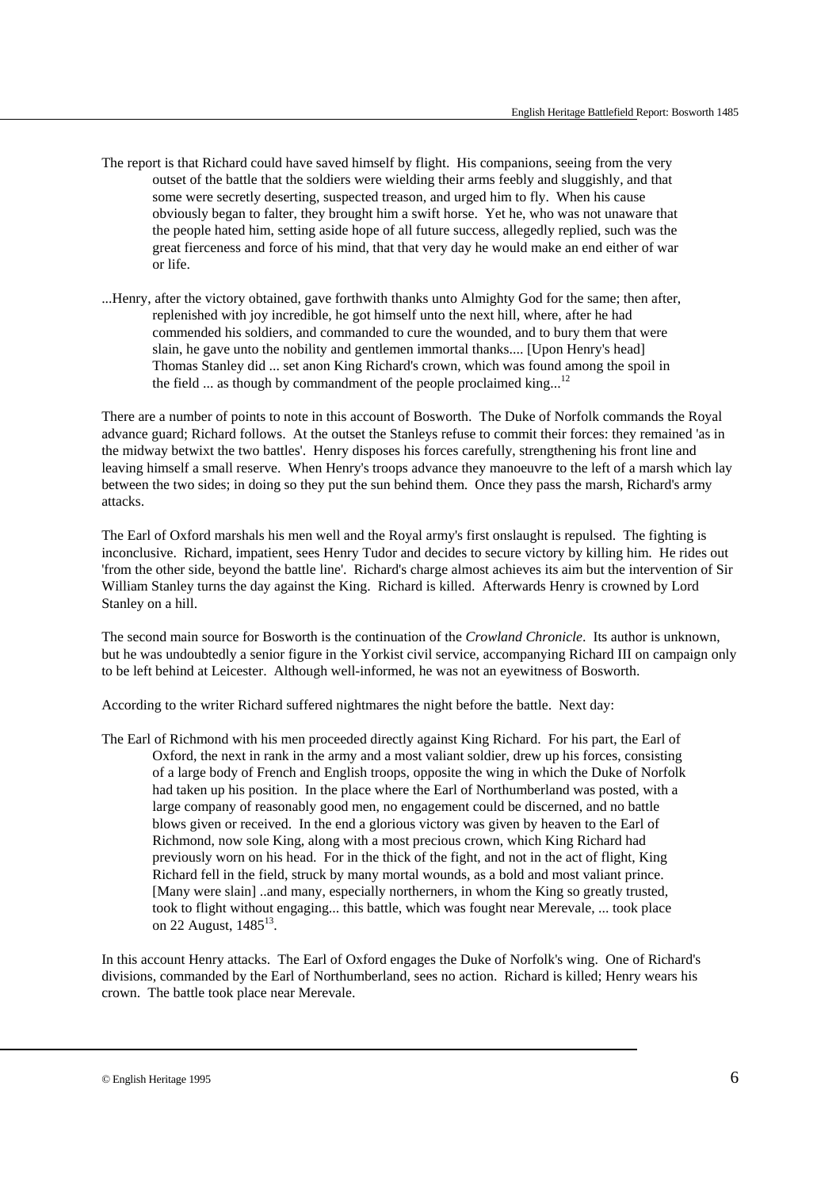The report is that Richard could have saved himself by flight. His companions, seeing from the very outset of the battle that the soldiers were wielding their arms feebly and sluggishly, and that some were secretly deserting, suspected treason, and urged him to fly. When his cause obviously began to falter, they brought him a swift horse. Yet he, who was not unaware that the people hated him, setting aside hope of all future success, allegedly replied, such was the great fierceness and force of his mind, that that very day he would make an end either of war or life.

...Henry, after the victory obtained, gave forthwith thanks unto Almighty God for the same; then after, replenished with joy incredible, he got himself unto the next hill, where, after he had commended his soldiers, and commanded to cure the wounded, and to bury them that were slain, he gave unto the nobility and gentlemen immortal thanks.... [Upon Henry's head] Thomas Stanley did ... set anon King Richard's crown, which was found among the spoil in the field ... as though by commandment of the people proclaimed king...[12]

There are a number of points to note in this account of Bosworth. The Duke of Norfolk commands the Royal advance guard; Richard follows. At the outset the Stanleys refuse to commit their forces: they remained 'as in the midway betwixt the two battles'. Henry disposes his forces carefully, strengthening his front line and leaving himself a small reserve. When Henry's troops advance they manoeuvre to the left of a marsh which lay between the two sides; in doing so they put the sun behind them. Once they pass the marsh, Richard's army attacks.

The Earl of Oxford marshals his men well and the Royal army's first onslaught is repulsed. The fighting is inconclusive. Richard, impatient, sees Henry Tudor and decides to secure victory by killing him. He rides out 'from the other side, beyond the battle line'. Richard's charge almost achieves its aim but the intervention of Sir William Stanley turns the day against the King. Richard is killed. Afterwards Henry is crowned by Lord Stanley on a hill.

The second main source for Bosworth is the continuation of the *Crowland Chronicle*. Its author is unknown, but he was undoubtedly a senior figure in the Yorkist civil service, accompanying Richard III on campaign only to be left behind at Leicester. Although well-informed, he was not an eyewitness of Bosworth.

According to the writer Richard suffered nightmares the night before the battle. Next day:

The Earl of Richmond with his men proceeded directly against King Richard. For his part, the Earl of Oxford, the next in rank in the army and a most valiant soldier, drew up his forces, consisting of a large body of French and English troops, opposite the wing in which the Duke of Norfolk had taken up his position. In the place where the Earl of Northumberland was posted, with a large company of reasonably good men, no engagement could be discerned, and no battle blows given or received. In the end a glorious victory was given by heaven to the Earl of Richmond, now sole King, along with a most precious crown, which King Richard had previously worn on his head. For in the thick of the fight, and not in the act of flight, King Richard fell in the field, struck by many mortal wounds, as a bold and most valiant prince. [Many were slain] ..and many, especially northerners, in whom the King so greatly trusted, took to flight without engaging... this battle, which was fought near Merevale, ... took place on 22 August, 1485[13].

In this account Henry attacks. The Earl of Oxford engages the Duke of Norfolk's wing. One of Richard's divisions, commanded by the Earl of Northumberland, sees no action. Richard is killed; Henry wears his crown. The battle took place near Merevale.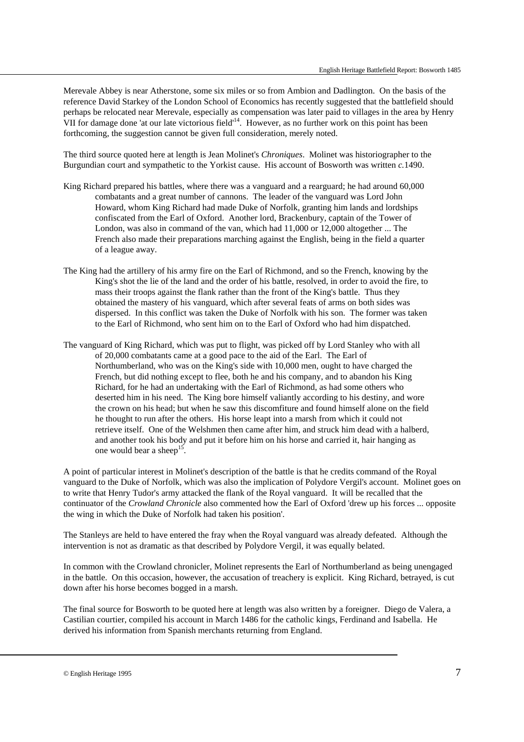Merevale Abbey is near Atherstone, some six miles or so from Ambion and Dadlington. On the basis of the reference David Starkey of the London School of Economics has recently suggested that the battlefield should perhaps be relocated near Merevale, especially as compensation was later paid to villages in the area by Henry VII for damage done 'at our late victorious field'[14]. However, as no further work on this point has been forthcoming, the suggestion cannot be given full consideration, merely noted.

The third source quoted here at length is Jean Molinet's *Chroniques*. Molinet was historiographer to the Burgundian court and sympathetic to the Yorkist cause. His account of Bosworth was written *c.*1490.

> King Richard prepared his battles, where there was a vanguard and a rearguard; he had around 60,000 combatants and a great number of cannons. The leader of the vanguard was Lord John Howard, whom King Richard had made Duke of Norfolk, granting him lands and lordships confiscated from the Earl of Oxford. Another lord, Brackenbury, captain of the Tower of London, was also in command of the van, which had 11,000 or 12,000 altogether ... The French also made their preparations marching against the English, being in the field a quarter of a league away.
>
> The King had the artillery of his army fire on the Earl of Richmond, and so the French, knowing by the King's shot the lie of the land and the order of his battle, resolved, in order to avoid the fire, to mass their troops against the flank rather than the front of the King's battle. Thus they obtained the mastery of his vanguard, which after several feats of arms on both sides was dispersed. In this conflict was taken the Duke of Norfolk with his son. The former was taken to the Earl of Richmond, who sent him on to the Earl of Oxford who had him dispatched.
>
> The vanguard of King Richard, which was put to flight, was picked off by Lord Stanley who with all of 20,000 combatants came at a good pace to the aid of the Earl. The Earl of Northumberland, who was on the King's side with 10,000 men, ought to have charged the French, but did nothing except to flee, both he and his company, and to abandon his King Richard, for he had an undertaking with the Earl of Richmond, as had some others who deserted him in his need. The King bore himself valiantly according to his destiny, and wore the crown on his head; but when he saw this discomfiture and found himself alone on the field he thought to run after the others. His horse leapt into a marsh from which it could not retrieve itself. One of the Welshmen then came after him, and struck him dead with a halberd, and another took his body and put it before him on his horse and carried it, hair hanging as one would bear a sheep[15].

A point of particular interest in Molinet's description of the battle is that he credits command of the Royal vanguard to the Duke of Norfolk, which was also the implication of Polydore Vergil's account. Molinet goes on to write that Henry Tudor's army attacked the flank of the Royal vanguard. It will be recalled that the continuator of the *Crowland Chronicle* also commented how the Earl of Oxford 'drew up his forces ... opposite the wing in which the Duke of Norfolk had taken his position'.

The Stanleys are held to have entered the fray when the Royal vanguard was already defeated. Although the intervention is not as dramatic as that described by Polydore Vergil, it was equally belated.

In common with the Crowland chronicler, Molinet represents the Earl of Northumberland as being unengaged in the battle. On this occasion, however, the accusation of treachery is explicit. King Richard, betrayed, is cut down after his horse becomes bogged in a marsh.

The final source for Bosworth to be quoted here at length was also written by a foreigner. Diego de Valera, a Castilian courtier, compiled his account in March 1486 for the catholic kings, Ferdinand and Isabella. He derived his information from Spanish merchants returning from England.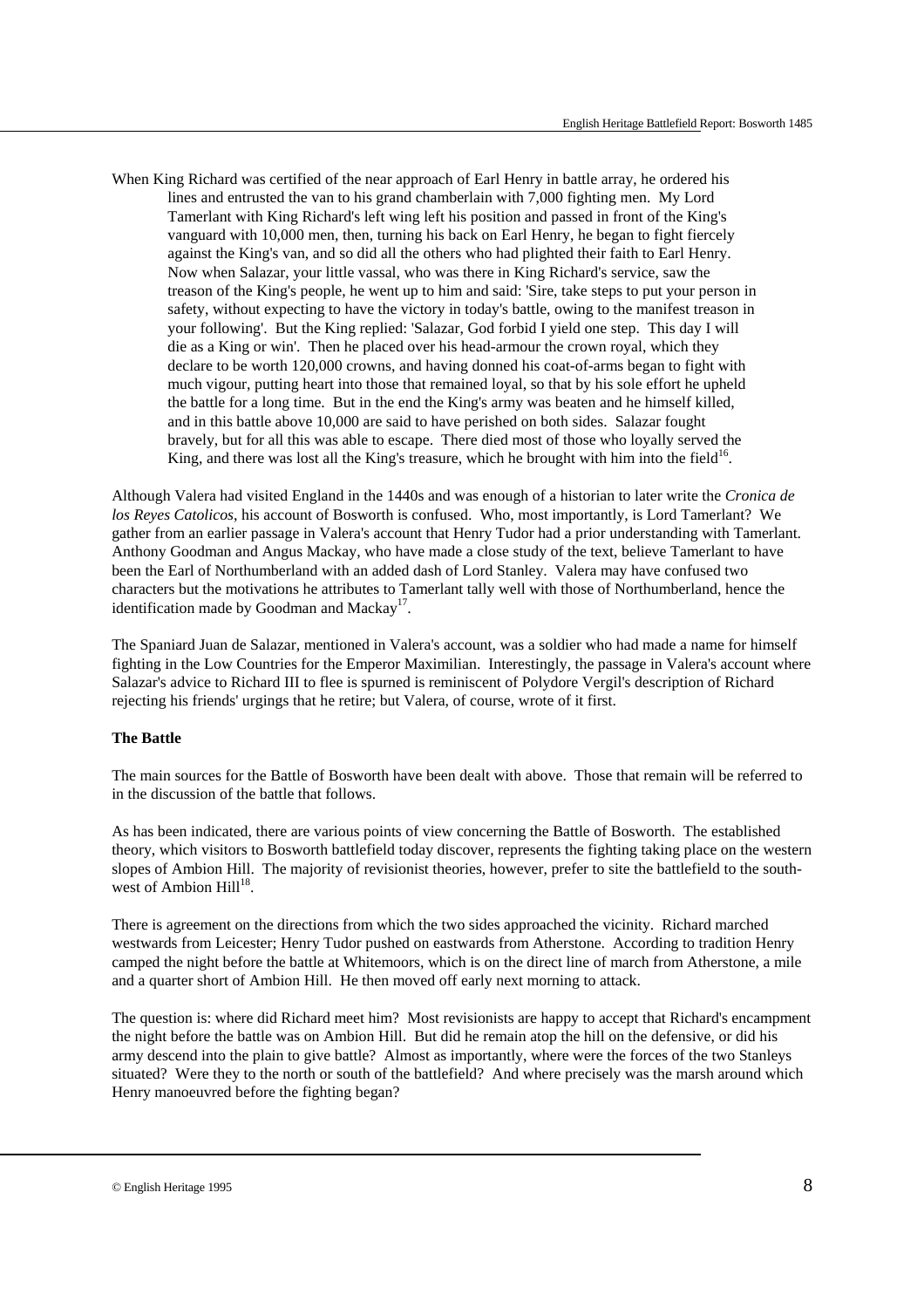When King Richard was certified of the near approach of Earl Henry in battle array, he ordered his lines and entrusted the van to his grand chamberlain with 7,000 fighting men. My Lord Tamerlant with King Richard's left wing left his position and passed in front of the King's vanguard with 10,000 men, then, turning his back on Earl Henry, he began to fight fiercely against the King's van, and so did all the others who had plighted their faith to Earl Henry. Now when Salazar, your little vassal, who was there in King Richard's service, saw the treason of the King's people, he went up to him and said: 'Sire, take steps to put your person in safety, without expecting to have the victory in today's battle, owing to the manifest treason in your following'. But the King replied: 'Salazar, God forbid I yield one step. This day I will die as a King or win'. Then he placed over his head-armour the crown royal, which they declare to be worth 120,000 crowns, and having donned his coat-of-arms began to fight with much vigour, putting heart into those that remained loyal, so that by his sole effort he upheld the battle for a long time. But in the end the King's army was beaten and he himself killed, and in this battle above 10,000 are said to have perished on both sides. Salazar fought bravely, but for all this was able to escape. There died most of those who loyally served the King, and there was lost all the King's treasure, which he brought with him into the field[16].

Although Valera had visited England in the 1440s and was enough of a historian to later write the *Cronica de los Reyes Catolicos*, his account of Bosworth is confused. Who, most importantly, is Lord Tamerlant? We gather from an earlier passage in Valera's account that Henry Tudor had a prior understanding with Tamerlant. Anthony Goodman and Angus Mackay, who have made a close study of the text, believe Tamerlant to have been the Earl of Northumberland with an added dash of Lord Stanley. Valera may have confused two characters but the motivations he attributes to Tamerlant tally well with those of Northumberland, hence the identification made by Goodman and Mackay[17].

The Spaniard Juan de Salazar, mentioned in Valera's account, was a soldier who had made a name for himself fighting in the Low Countries for the Emperor Maximilian. Interestingly, the passage in Valera's account where Salazar's advice to Richard III to flee is spurned is reminiscent of Polydore Vergil's description of Richard rejecting his friends' urgings that he retire; but Valera, of course, wrote of it first.

**The Battle**

The main sources for the Battle of Bosworth have been dealt with above. Those that remain will be referred to in the discussion of the battle that follows.

As has been indicated, there are various points of view concerning the Battle of Bosworth. The established theory, which visitors to Bosworth battlefield today discover, represents the fighting taking place on the western slopes of Ambion Hill. The majority of revisionist theories, however, prefer to site the battlefield to the south-west of Ambion Hill[18].

There is agreement on the directions from which the two sides approached the vicinity. Richard marched westwards from Leicester; Henry Tudor pushed on eastwards from Atherstone. According to tradition Henry camped the night before the battle at Whitemoors, which is on the direct line of march from Atherstone, a mile and a quarter short of Ambion Hill. He then moved off early next morning to attack.

The question is: where did Richard meet him? Most revisionists are happy to accept that Richard's encampment the night before the battle was on Ambion Hill. But did he remain atop the hill on the defensive, or did his army descend into the plain to give battle? Almost as importantly, where were the forces of the two Stanleys situated? Were they to the north or south of the battlefield? And where precisely was the marsh around which Henry manoeuvred before the fighting began?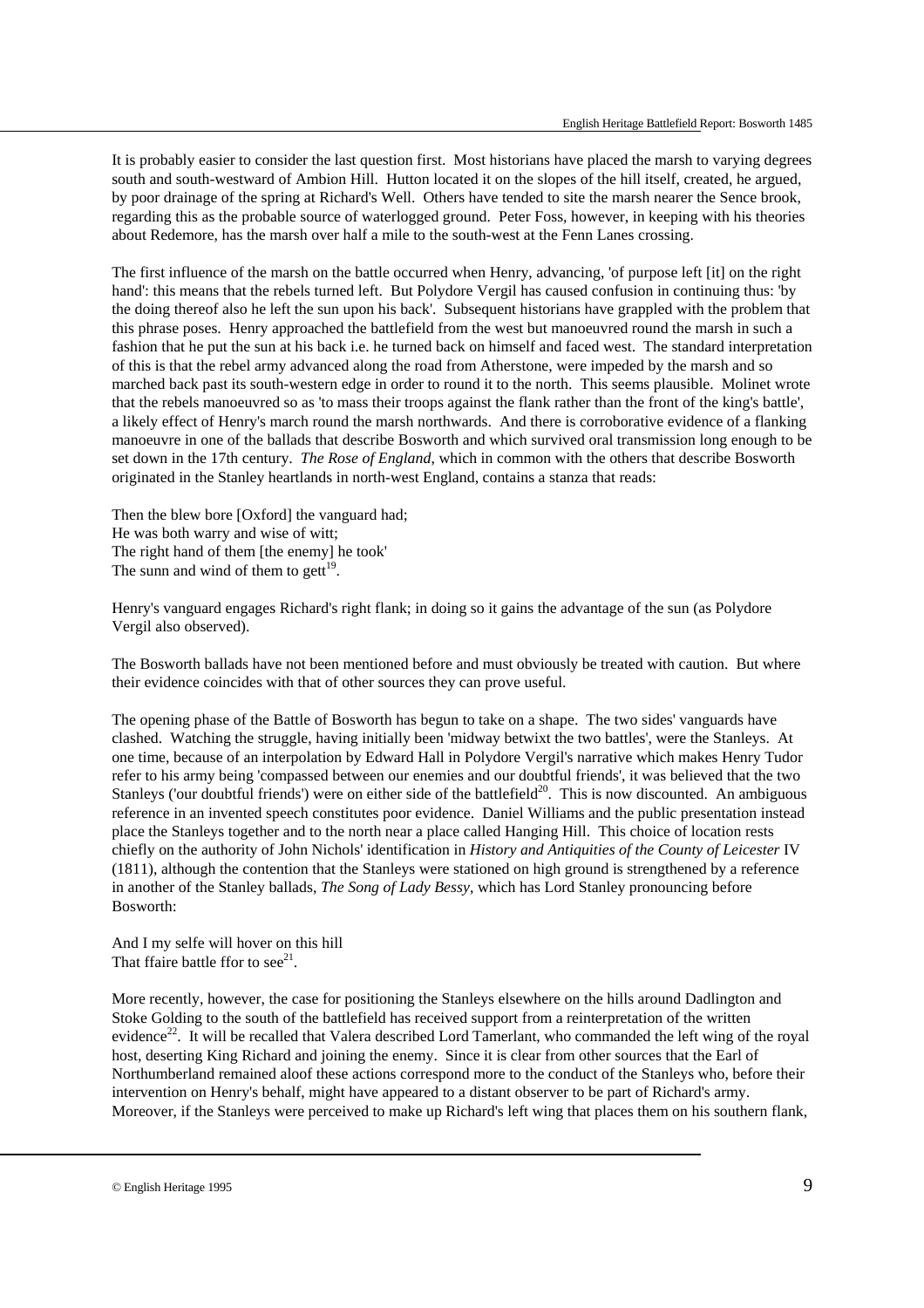It is probably easier to consider the last question first. Most historians have placed the marsh to varying degrees south and south-westward of Ambion Hill. Hutton located it on the slopes of the hill itself, created, he argued, by poor drainage of the spring at Richard's Well. Others have tended to site the marsh nearer the Sence brook, regarding this as the probable source of waterlogged ground. Peter Foss, however, in keeping with his theories about Redemore, has the marsh over half a mile to the south-west at the Fenn Lanes crossing.

The first influence of the marsh on the battle occurred when Henry, advancing, 'of purpose left [it] on the right hand': this means that the rebels turned left. But Polydore Vergil has caused confusion in continuing thus: 'by the doing thereof also he left the sun upon his back'. Subsequent historians have grappled with the problem that this phrase poses. Henry approached the battlefield from the west but manoeuvred round the marsh in such a fashion that he put the sun at his back i.e. he turned back on himself and faced west. The standard interpretation of this is that the rebel army advanced along the road from Atherstone, were impeded by the marsh and so marched back past its south-western edge in order to round it to the north. This seems plausible. Molinet wrote that the rebels manoeuvred so as 'to mass their troops against the flank rather than the front of the king's battle', a likely effect of Henry's march round the marsh northwards. And there is corroborative evidence of a flanking manoeuvre in one of the ballads that describe Bosworth and which survived oral transmission long enough to be set down in the 17th century. *The Rose of England*, which in common with the others that describe Bosworth originated in the Stanley heartlands in north-west England, contains a stanza that reads:

Then the blew bore [Oxford] the vanguard had;
He was both warry and wise of witt;
The right hand of them [the enemy] he took'
The sunn and wind of them to gett[19].

Henry's vanguard engages Richard's right flank; in doing so it gains the advantage of the sun (as Polydore Vergil also observed).

The Bosworth ballads have not been mentioned before and must obviously be treated with caution. But where their evidence coincides with that of other sources they can prove useful.

The opening phase of the Battle of Bosworth has begun to take on a shape. The two sides' vanguards have clashed. Watching the struggle, having initially been 'midway betwixt the two battles', were the Stanleys. At one time, because of an interpolation by Edward Hall in Polydore Vergil's narrative which makes Henry Tudor refer to his army being 'compassed between our enemies and our doubtful friends', it was believed that the two Stanleys ('our doubtful friends') were on either side of the battlefield[20]. This is now discounted. An ambiguous reference in an invented speech constitutes poor evidence. Daniel Williams and the public presentation instead place the Stanleys together and to the north near a place called Hanging Hill. This choice of location rests chiefly on the authority of John Nichols' identification in *History and Antiquities of the County of Leicester* IV (1811), although the contention that the Stanleys were stationed on high ground is strengthened by a reference in another of the Stanley ballads, *The Song of Lady Bessy*, which has Lord Stanley pronouncing before Bosworth:

And I my selfe will hover on this hill
That ffaire battle ffor to see[21].

More recently, however, the case for positioning the Stanleys elsewhere on the hills around Dadlington and Stoke Golding to the south of the battlefield has received support from a reinterpretation of the written evidence[22]. It will be recalled that Valera described Lord Tamerlant, who commanded the left wing of the royal host, deserting King Richard and joining the enemy. Since it is clear from other sources that the Earl of Northumberland remained aloof these actions correspond more to the conduct of the Stanleys who, before their intervention on Henry's behalf, might have appeared to a distant observer to be part of Richard's army. Moreover, if the Stanleys were perceived to make up Richard's left wing that places them on his southern flank,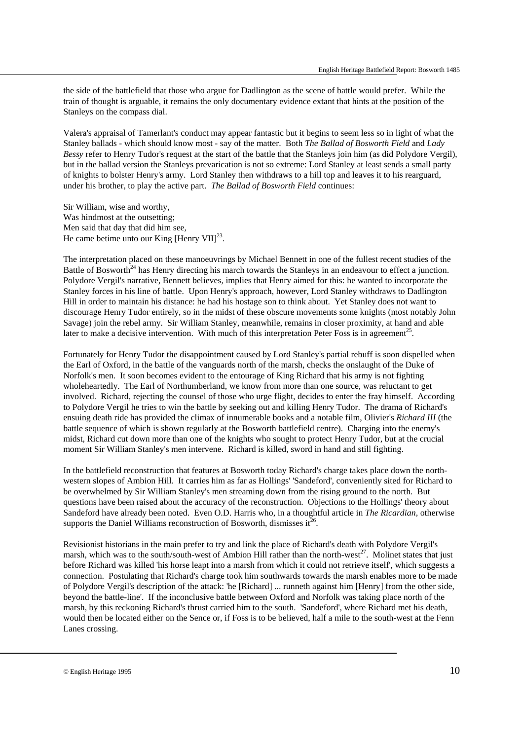the side of the battlefield that those who argue for Dadlington as the scene of battle would prefer. While the train of thought is arguable, it remains the only documentary evidence extant that hints at the position of the Stanleys on the compass dial.

Valera's appraisal of Tamerlant's conduct may appear fantastic but it begins to seem less so in light of what the Stanley ballads - which should know most - say of the matter. Both *The Ballad of Bosworth Field* and *Lady Bessy* refer to Henry Tudor's request at the start of the battle that the Stanleys join him (as did Polydore Vergil), but in the ballad version the Stanleys prevarication is not so extreme: Lord Stanley at least sends a small party of knights to bolster Henry's army. Lord Stanley then withdraws to a hill top and leaves it to his rearguard, under his brother, to play the active part. *The Ballad of Bosworth Field* continues:

Sir William, wise and worthy,
Was hindmost at the outsetting;
Men said that day that did him see,
He came betime unto our King [Henry VII][23].

The interpretation placed on these manoeuvrings by Michael Bennett in one of the fullest recent studies of the Battle of Bosworth[24] has Henry directing his march towards the Stanleys in an endeavour to effect a junction. Polydore Vergil's narrative, Bennett believes, implies that Henry aimed for this: he wanted to incorporate the Stanley forces in his line of battle. Upon Henry's approach, however, Lord Stanley withdraws to Dadlington Hill in order to maintain his distance: he had his hostage son to think about. Yet Stanley does not want to discourage Henry Tudor entirely, so in the midst of these obscure movements some knights (most notably John Savage) join the rebel army. Sir William Stanley, meanwhile, remains in closer proximity, at hand and able later to make a decisive intervention. With much of this interpretation Peter Foss is in agreement[25].

Fortunately for Henry Tudor the disappointment caused by Lord Stanley's partial rebuff is soon dispelled when the Earl of Oxford, in the battle of the vanguards north of the marsh, checks the onslaught of the Duke of Norfolk's men. It soon becomes evident to the entourage of King Richard that his army is not fighting wholeheartedly. The Earl of Northumberland, we know from more than one source, was reluctant to get involved. Richard, rejecting the counsel of those who urge flight, decides to enter the fray himself. According to Polydore Vergil he tries to win the battle by seeking out and killing Henry Tudor. The drama of Richard's ensuing death ride has provided the climax of innumerable books and a notable film, Olivier's *Richard III* (the battle sequence of which is shown regularly at the Bosworth battlefield centre). Charging into the enemy's midst, Richard cut down more than one of the knights who sought to protect Henry Tudor, but at the crucial moment Sir William Stanley's men intervene. Richard is killed, sword in hand and still fighting.

In the battlefield reconstruction that features at Bosworth today Richard's charge takes place down the north-western slopes of Ambion Hill. It carries him as far as Hollings' 'Sandeford', conveniently sited for Richard to be overwhelmed by Sir William Stanley's men streaming down from the rising ground to the north. But questions have been raised about the accuracy of the reconstruction. Objections to the Hollings' theory about Sandeford have already been noted. Even O.D. Harris who, in a thoughtful article in *The Ricardian*, otherwise supports the Daniel Williams reconstruction of Bosworth, dismisses it[26].

Revisionist historians in the main prefer to try and link the place of Richard's death with Polydore Vergil's marsh, which was to the south/south-west of Ambion Hill rather than the north-west[27]. Molinet states that just before Richard was killed 'his horse leapt into a marsh from which it could not retrieve itself', which suggests a connection. Postulating that Richard's charge took him southwards towards the marsh enables more to be made of Polydore Vergil's description of the attack: 'he [Richard] ... runneth against him [Henry] from the other side, beyond the battle-line'. If the inconclusive battle between Oxford and Norfolk was taking place north of the marsh, by this reckoning Richard's thrust carried him to the south. 'Sandeford', where Richard met his death, would then be located either on the Sence or, if Foss is to be believed, half a mile to the south-west at the Fenn Lanes crossing.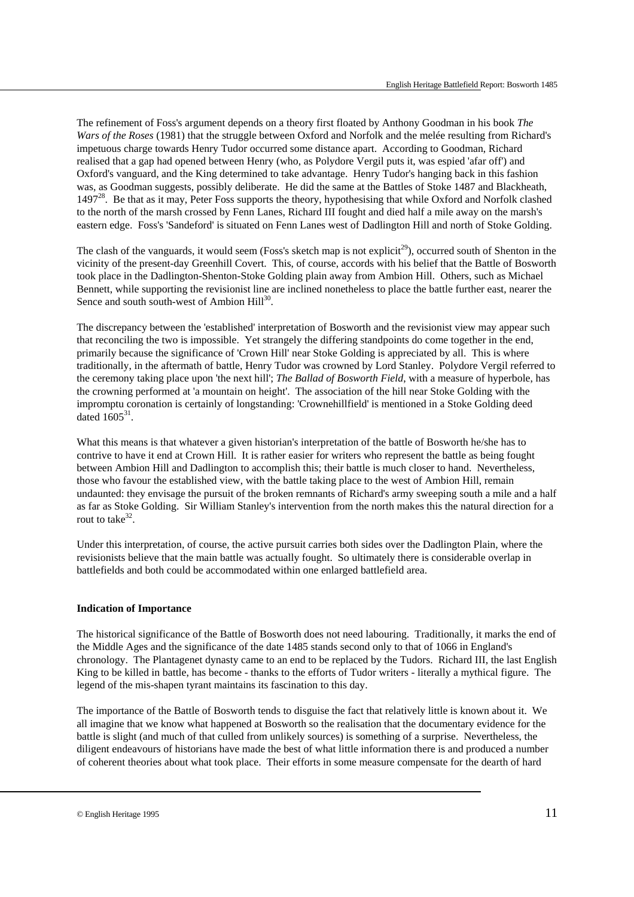The refinement of Foss's argument depends on a theory first floated by Anthony Goodman in his book *The Wars of the Roses* (1981) that the struggle between Oxford and Norfolk and the melée resulting from Richard's impetuous charge towards Henry Tudor occurred some distance apart. According to Goodman, Richard realised that a gap had opened between Henry (who, as Polydore Vergil puts it, was espied 'afar off') and Oxford's vanguard, and the King determined to take advantage. Henry Tudor's hanging back in this fashion was, as Goodman suggests, possibly deliberate. He did the same at the Battles of Stoke 1487 and Blackheath, 1497[28]. Be that as it may, Peter Foss supports the theory, hypothesising that while Oxford and Norfolk clashed to the north of the marsh crossed by Fenn Lanes, Richard III fought and died half a mile away on the marsh's eastern edge. Foss's 'Sandeford' is situated on Fenn Lanes west of Dadlington Hill and north of Stoke Golding.

The clash of the vanguards, it would seem (Foss's sketch map is not explicit[29]), occurred south of Shenton in the vicinity of the present-day Greenhill Covert. This, of course, accords with his belief that the Battle of Bosworth took place in the Dadlington-Shenton-Stoke Golding plain away from Ambion Hill. Others, such as Michael Bennett, while supporting the revisionist line are inclined nonetheless to place the battle further east, nearer the Sence and south south-west of Ambion Hill[30].

The discrepancy between the 'established' interpretation of Bosworth and the revisionist view may appear such that reconciling the two is impossible. Yet strangely the differing standpoints do come together in the end, primarily because the significance of 'Crown Hill' near Stoke Golding is appreciated by all. This is where traditionally, in the aftermath of battle, Henry Tudor was crowned by Lord Stanley. Polydore Vergil referred to the ceremony taking place upon 'the next hill'; *The Ballad of Bosworth Field*, with a measure of hyperbole, has the crowning performed at 'a mountain on height'. The association of the hill near Stoke Golding with the impromptu coronation is certainly of longstanding: 'Crownehillfield' is mentioned in a Stoke Golding deed dated 1605[31].

What this means is that whatever a given historian's interpretation of the battle of Bosworth he/she has to contrive to have it end at Crown Hill. It is rather easier for writers who represent the battle as being fought between Ambion Hill and Dadlington to accomplish this; their battle is much closer to hand. Nevertheless, those who favour the established view, with the battle taking place to the west of Ambion Hill, remain undaunted: they envisage the pursuit of the broken remnants of Richard's army sweeping south a mile and a half as far as Stoke Golding. Sir William Stanley's intervention from the north makes this the natural direction for a rout to take[32].

Under this interpretation, of course, the active pursuit carries both sides over the Dadlington Plain, where the revisionists believe that the main battle was actually fought. So ultimately there is considerable overlap in battlefields and both could be accommodated within one enlarged battlefield area.

**Indication of Importance**

The historical significance of the Battle of Bosworth does not need labouring. Traditionally, it marks the end of the Middle Ages and the significance of the date 1485 stands second only to that of 1066 in England's chronology. The Plantagenet dynasty came to an end to be replaced by the Tudors. Richard III, the last English King to be killed in battle, has become - thanks to the efforts of Tudor writers - literally a mythical figure. The legend of the mis-shapen tyrant maintains its fascination to this day.

The importance of the Battle of Bosworth tends to disguise the fact that relatively little is known about it. We all imagine that we know what happened at Bosworth so the realisation that the documentary evidence for the battle is slight (and much of that culled from unlikely sources) is something of a surprise. Nevertheless, the diligent endeavours of historians have made the best of what little information there is and produced a number of coherent theories about what took place. Their efforts in some measure compensate for the dearth of hard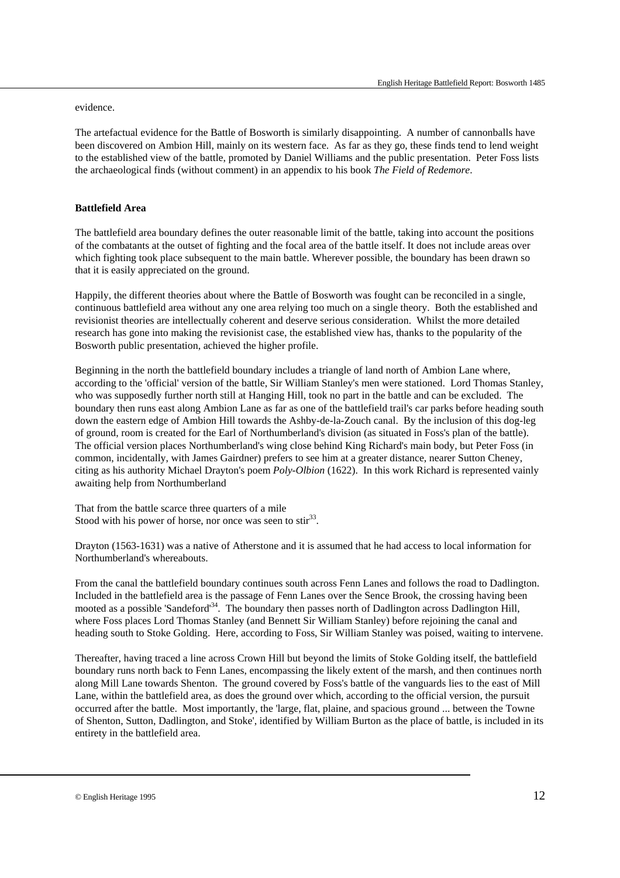evidence.

The artefactual evidence for the Battle of Bosworth is similarly disappointing. A number of cannonballs have been discovered on Ambion Hill, mainly on its western face. As far as they go, these finds tend to lend weight to the established view of the battle, promoted by Daniel Williams and the public presentation. Peter Foss lists the archaeological finds (without comment) in an appendix to his book *The Field of Redemore*.

**Battlefield Area**

The battlefield area boundary defines the outer reasonable limit of the battle, taking into account the positions of the combatants at the outset of fighting and the focal area of the battle itself. It does not include areas over which fighting took place subsequent to the main battle. Wherever possible, the boundary has been drawn so that it is easily appreciated on the ground.

Happily, the different theories about where the Battle of Bosworth was fought can be reconciled in a single, continuous battlefield area without any one area relying too much on a single theory. Both the established and revisionist theories are intellectually coherent and deserve serious consideration. Whilst the more detailed research has gone into making the revisionist case, the established view has, thanks to the popularity of the Bosworth public presentation, achieved the higher profile.

Beginning in the north the battlefield boundary includes a triangle of land north of Ambion Lane where, according to the 'official' version of the battle, Sir William Stanley's men were stationed. Lord Thomas Stanley, who was supposedly further north still at Hanging Hill, took no part in the battle and can be excluded. The boundary then runs east along Ambion Lane as far as one of the battlefield trail's car parks before heading south down the eastern edge of Ambion Hill towards the Ashby-de-la-Zouch canal. By the inclusion of this dog-leg of ground, room is created for the Earl of Northumberland's division (as situated in Foss's plan of the battle). The official version places Northumberland's wing close behind King Richard's main body, but Peter Foss (in common, incidentally, with James Gairdner) prefers to see him at a greater distance, nearer Sutton Cheney, citing as his authority Michael Drayton's poem *Poly-Olbion* (1622). In this work Richard is represented vainly awaiting help from Northumberland

That from the battle scarce three quarters of a mile
Stood with his power of horse, nor once was seen to stir[33].

Drayton (1563-1631) was a native of Atherstone and it is assumed that he had access to local information for Northumberland's whereabouts.

From the canal the battlefield boundary continues south across Fenn Lanes and follows the road to Dadlington. Included in the battlefield area is the passage of Fenn Lanes over the Sence Brook, the crossing having been mooted as a possible 'Sandeford'[34]. The boundary then passes north of Dadlington across Dadlington Hill, where Foss places Lord Thomas Stanley (and Bennett Sir William Stanley) before rejoining the canal and heading south to Stoke Golding. Here, according to Foss, Sir William Stanley was poised, waiting to intervene.

Thereafter, having traced a line across Crown Hill but beyond the limits of Stoke Golding itself, the battlefield boundary runs north back to Fenn Lanes, encompassing the likely extent of the marsh, and then continues north along Mill Lane towards Shenton. The ground covered by Foss's battle of the vanguards lies to the east of Mill Lane, within the battlefield area, as does the ground over which, according to the official version, the pursuit occurred after the battle. Most importantly, the 'large, flat, plaine, and spacious ground ... between the Towne of Shenton, Sutton, Dadlington, and Stoke', identified by William Burton as the place of battle, is included in its entirety in the battlefield area.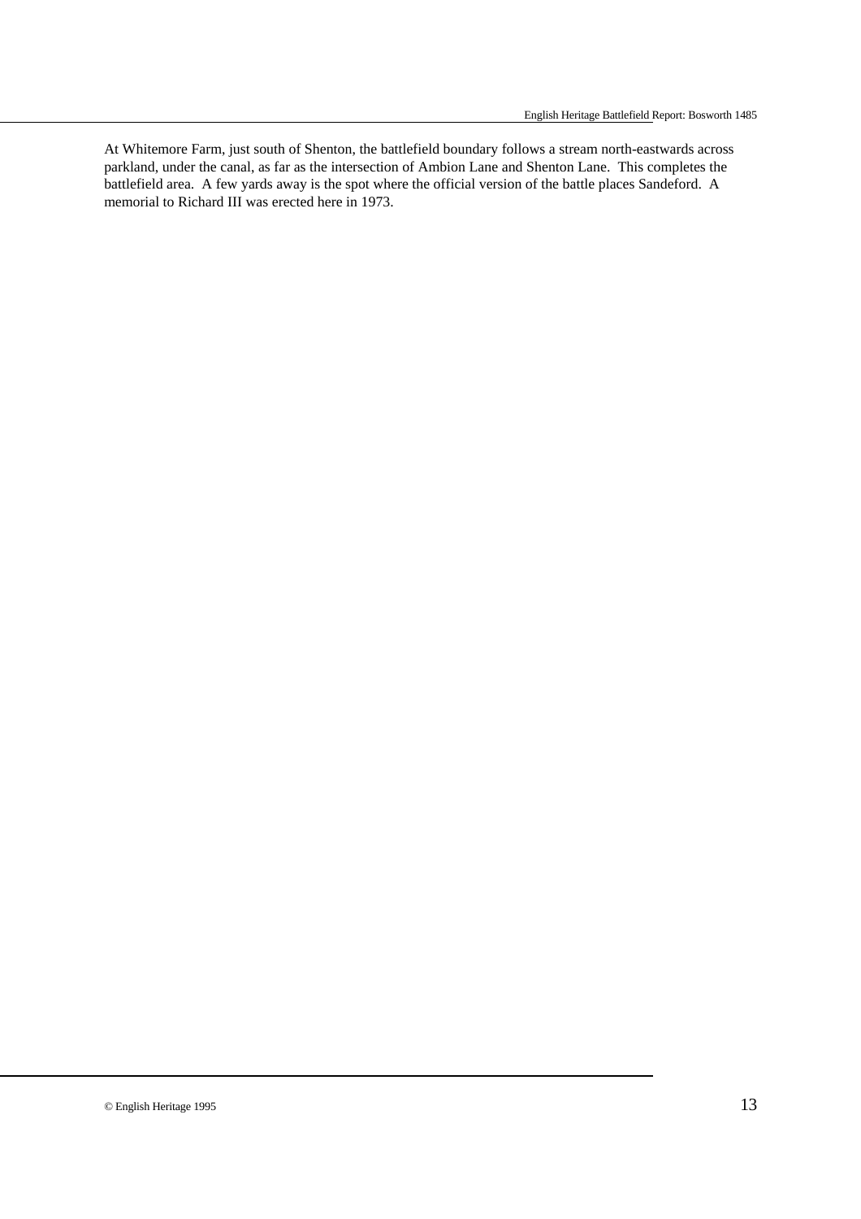At Whitemore Farm, just south of Shenton, the battlefield boundary follows a stream north-eastwards across parkland, under the canal, as far as the intersection of Ambion Lane and Shenton Lane. This completes the battlefield area. A few yards away is the spot where the official version of the battle places Sandeford. A memorial to Richard III was erected here in 1973.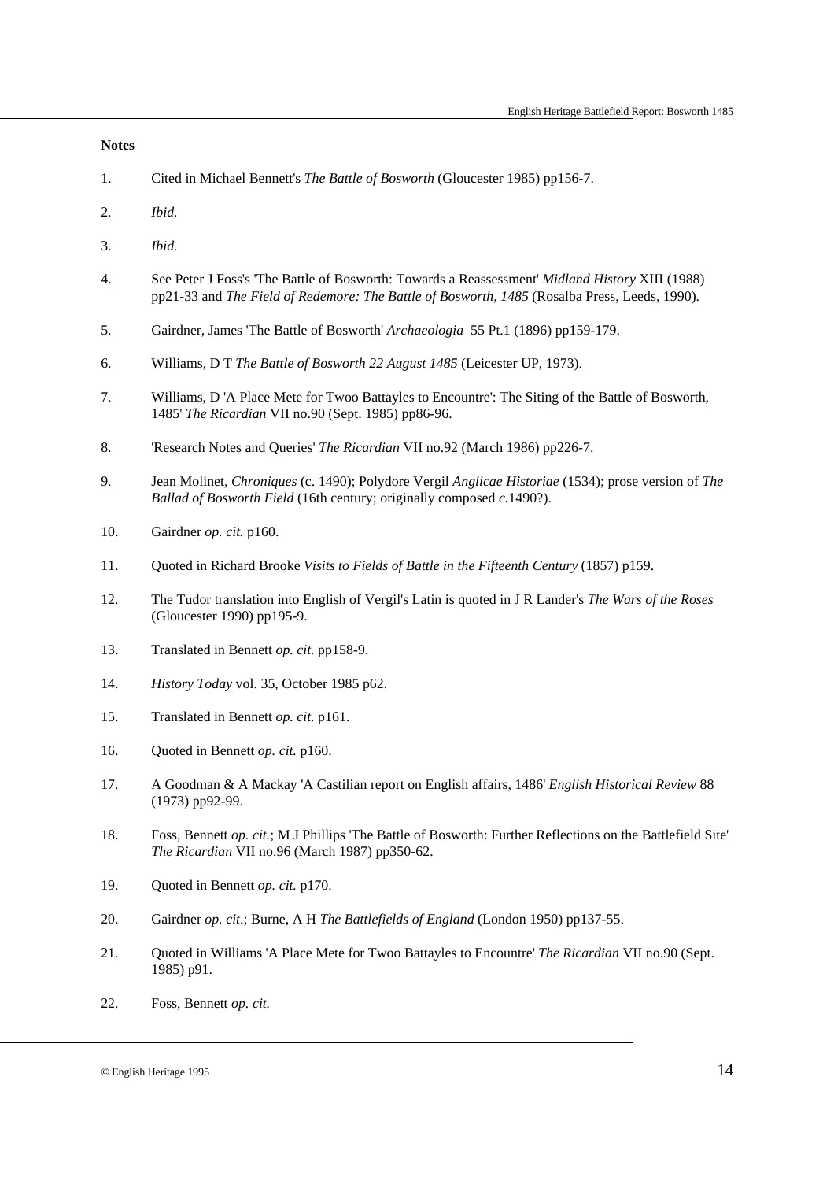**Notes**

1. Cited in Michael Bennett's *The Battle of Bosworth* (Gloucester 1985) pp156-7.

2. *Ibid.*

3. *Ibid.*

4. See Peter J Foss's 'The Battle of Bosworth: Towards a Reassessment' *Midland History* XIII (1988) pp21-33 and *The Field of Redemore: The Battle of Bosworth, 1485* (Rosalba Press, Leeds, 1990).

5. Gairdner, James 'The Battle of Bosworth' *Archaeologia* 55 Pt.1 (1896) pp159-179.

6. Williams, D T *The Battle of Bosworth 22 August 1485* (Leicester UP, 1973).

7. Williams, D 'A Place Mete for Twoo Battayles to Encountre': The Siting of the Battle of Bosworth, 1485' *The Ricardian* VII no.90 (Sept. 1985) pp86-96.

8. 'Research Notes and Queries' *The Ricardian* VII no.92 (March 1986) pp226-7.

9. Jean Molinet, *Chroniques* (c. 1490); Polydore Vergil *Anglicae Historiae* (1534); prose version of *The Ballad of Bosworth Field* (16th century; originally composed *c.*1490?).

10. Gairdner *op. cit.* p160.

11. Quoted in Richard Brooke *Visits to Fields of Battle in the Fifteenth Century* (1857) p159.

12. The Tudor translation into English of Vergil's Latin is quoted in J R Lander's *The Wars of the Roses* (Gloucester 1990) pp195-9.

13. Translated in Bennett *op. cit.* pp158-9.

14. *History Today* vol. 35, October 1985 p62.

15. Translated in Bennett *op. cit.* p161.

16. Quoted in Bennett *op. cit.* p160.

17. A Goodman & A Mackay 'A Castilian report on English affairs, 1486' *English Historical Review* 88 (1973) pp92-99.

18. Foss, Bennett *op. cit.*; M J Phillips 'The Battle of Bosworth: Further Reflections on the Battlefield Site' *The Ricardian* VII no.96 (March 1987) pp350-62.

19. Quoted in Bennett *op. cit.* p170.

20. Gairdner *op. cit.*; Burne, A H *The Battlefields of England* (London 1950) pp137-55.

21. Quoted in Williams 'A Place Mete for Twoo Battayles to Encountre' *The Ricardian* VII no.90 (Sept. 1985) p91.

22. Foss, Bennett *op. cit.*

© English Heritage 1995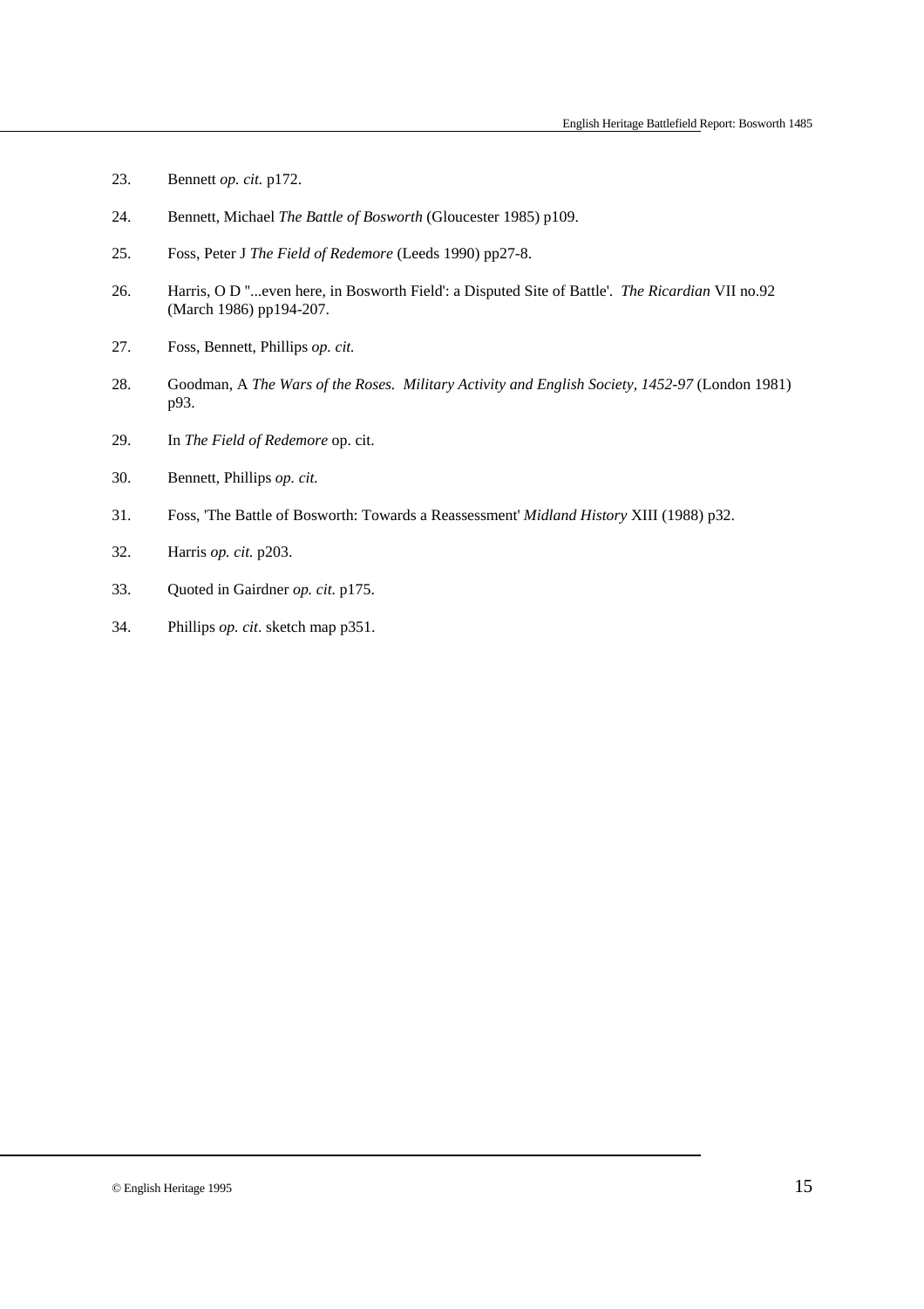23. Bennett *op. cit.* p172.

24. Bennett, Michael *The Battle of Bosworth* (Gloucester 1985) p109.

25. Foss, Peter J *The Field of Redemore* (Leeds 1990) pp27-8.

26. Harris, O D "...even here, in Bosworth Field': a Disputed Site of Battle'. *The Ricardian* VII no.92 (March 1986) pp194-207.

27. Foss, Bennett, Phillips *op. cit.*

28. Goodman, A *The Wars of the Roses. Military Activity and English Society, 1452-97* (London 1981) p93.

29. In *The Field of Redemore* op. cit.

30. Bennett, Phillips *op. cit.*

31. Foss, 'The Battle of Bosworth: Towards a Reassessment' *Midland History* XIII (1988) p32.

32. Harris *op. cit.* p203.

33. Quoted in Gairdner *op. cit.* p175.

34. Phillips *op. cit*. sketch map p351.